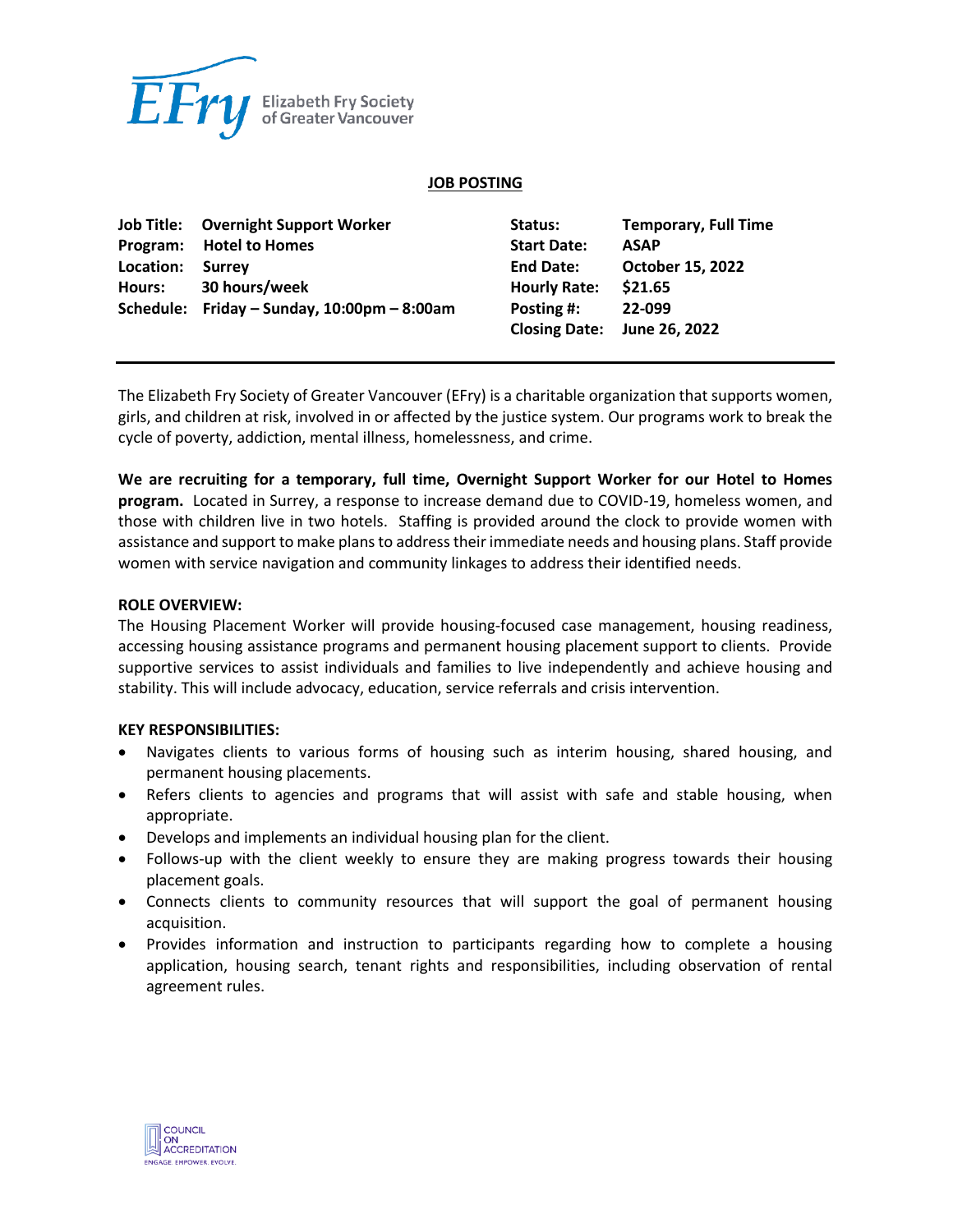Elizabeth Fry Society of Greater Vancouver

**JOB POSTING**

| | | | |
|---|---|---|---|
| **Job Title:** | **Overnight Support Worker** | **Status:** | **Temporary, Full Time** |
| **Program:** | **Hotel to Homes** | **Start Date:** | **ASAP** |
| **Location:** | **Surrey** | **End Date:** | **October 15, 2022** |
| **Hours:** | **30 hours/week** | **Hourly Rate:** | **$21.65** |
| **Schedule:** | **Friday – Sunday, 10:00pm – 8:00am** | **Posting #:** | **22-099** |
| | | **Closing Date:** | **June 26, 2022** |

---

The Elizabeth Fry Society of Greater Vancouver (EFry) is a charitable organization that supports women, girls, and children at risk, involved in or affected by the justice system. Our programs work to break the cycle of poverty, addiction, mental illness, homelessness, and crime.

**We are recruiting for a temporary, full time, Overnight Support Worker for our Hotel to Homes program.** Located in Surrey, a response to increase demand due to COVID-19, homeless women, and those with children live in two hotels. Staffing is provided around the clock to provide women with assistance and support to make plans to address their immediate needs and housing plans. Staff provide women with service navigation and community linkages to address their identified needs.

**ROLE OVERVIEW:**

The Housing Placement Worker will provide housing-focused case management, housing readiness, accessing housing assistance programs and permanent housing placement support to clients. Provide supportive services to assist individuals and families to live independently and achieve housing and stability. This will include advocacy, education, service referrals and crisis intervention.

**KEY RESPONSIBILITIES:**

- Navigates clients to various forms of housing such as interim housing, shared housing, and permanent housing placements.
- Refers clients to agencies and programs that will assist with safe and stable housing, when appropriate.
- Develops and implements an individual housing plan for the client.
- Follows-up with the client weekly to ensure they are making progress towards their housing placement goals.
- Connects clients to community resources that will support the goal of permanent housing acquisition.
- Provides information and instruction to participants regarding how to complete a housing application, housing search, tenant rights and responsibilities, including observation of rental agreement rules.

COUNCIL ON ACCREDITATION
ENGAGE. EMPOWER. EVOLVE.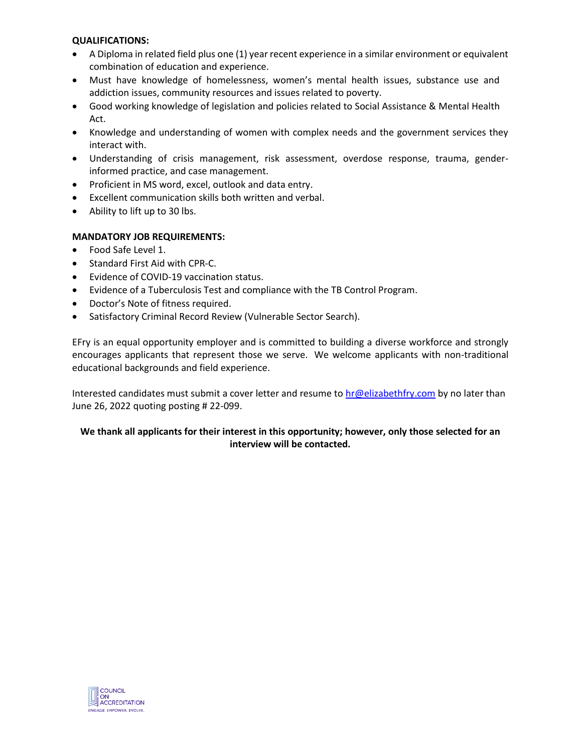**QUALIFICATIONS:**

- A Diploma in related field plus one (1) year recent experience in a similar environment or equivalent combination of education and experience.
- Must have knowledge of homelessness, women's mental health issues, substance use and addiction issues, community resources and issues related to poverty.
- Good working knowledge of legislation and policies related to Social Assistance & Mental Health Act.
- Knowledge and understanding of women with complex needs and the government services they interact with.
- Understanding of crisis management, risk assessment, overdose response, trauma, gender-informed practice, and case management.
- Proficient in MS word, excel, outlook and data entry.
- Excellent communication skills both written and verbal.
- Ability to lift up to 30 lbs.

**MANDATORY JOB REQUIREMENTS:**

- Food Safe Level 1.
- Standard First Aid with CPR-C.
- Evidence of COVID-19 vaccination status.
- Evidence of a Tuberculosis Test and compliance with the TB Control Program.
- Doctor's Note of fitness required.
- Satisfactory Criminal Record Review (Vulnerable Sector Search).

EFry is an equal opportunity employer and is committed to building a diverse workforce and strongly encourages applicants that represent those we serve. We welcome applicants with non-traditional educational backgrounds and field experience.

Interested candidates must submit a cover letter and resume to hr@elizabethfry.com by no later than June 26, 2022 quoting posting # 22-099.

**We thank all applicants for their interest in this opportunity; however, only those selected for an interview will be contacted.**

COUNCIL ON ACCREDITATION
ENGAGE. EMPOWER. EVOLVE.